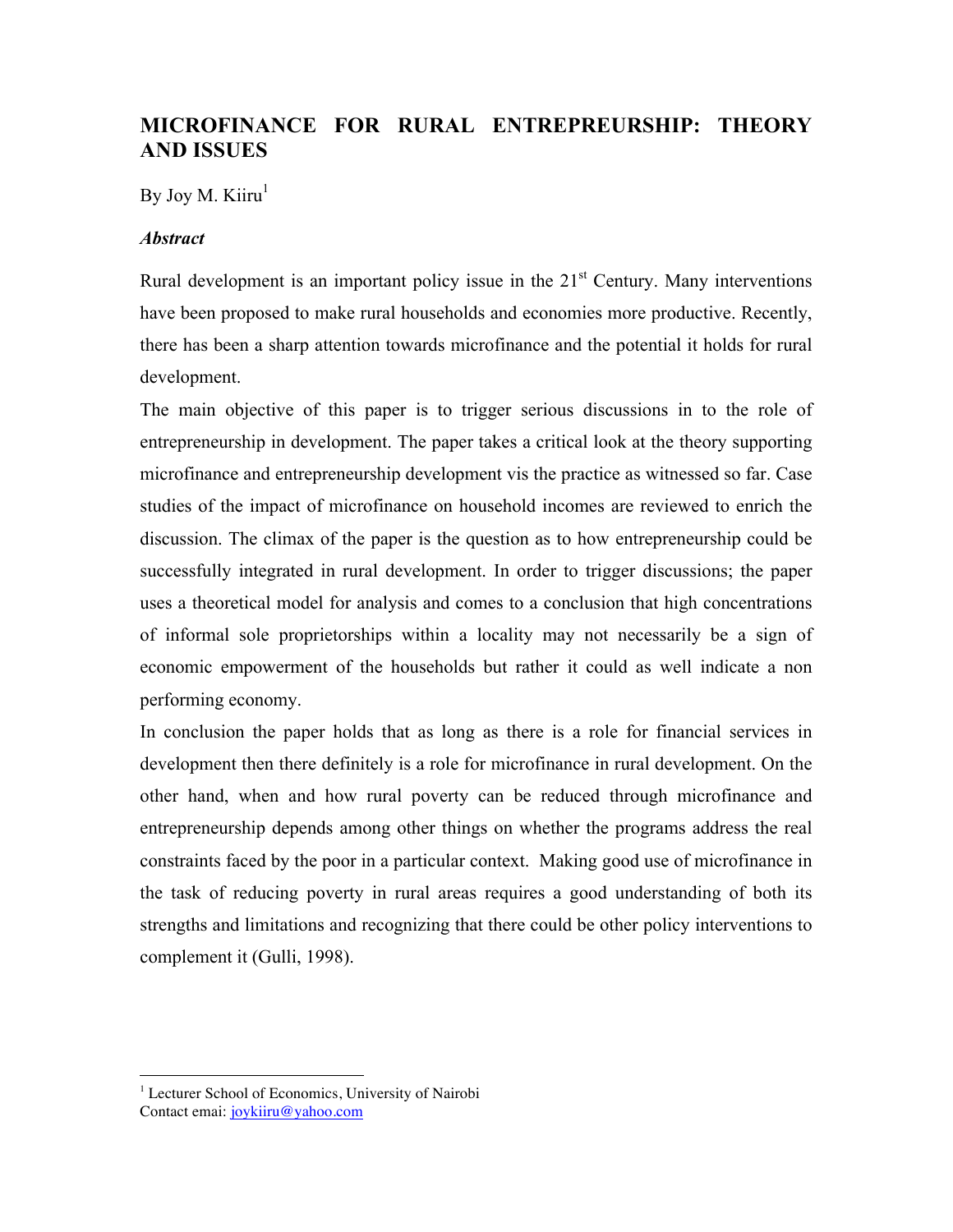# MICROFINANCE FOR RURAL ENTREPREURSHIP: THEORY AND ISSUES

By Joy M. Kiiru[1]

***Abstract***

Rural development is an important policy issue in the 21st Century. Many interventions have been proposed to make rural households and economies more productive. Recently, there has been a sharp attention towards microfinance and the potential it holds for rural development.

The main objective of this paper is to trigger serious discussions in to the role of entrepreneurship in development. The paper takes a critical look at the theory supporting microfinance and entrepreneurship development vis the practice as witnessed so far. Case studies of the impact of microfinance on household incomes are reviewed to enrich the discussion. The climax of the paper is the question as to how entrepreneurship could be successfully integrated in rural development. In order to trigger discussions; the paper uses a theoretical model for analysis and comes to a conclusion that high concentrations of informal sole proprietorships within a locality may not necessarily be a sign of economic empowerment of the households but rather it could as well indicate a non performing economy.

In conclusion the paper holds that as long as there is a role for financial services in development then there definitely is a role for microfinance in rural development. On the other hand, when and how rural poverty can be reduced through microfinance and entrepreneurship depends among other things on whether the programs address the real constraints faced by the poor in a particular context. Making good use of microfinance in the task of reducing poverty in rural areas requires a good understanding of both its strengths and limitations and recognizing that there could be other policy interventions to complement it (Gulli, 1998).

---

[1] Lecturer School of Economics, University of Nairobi
Contact emai: joykiiru@yahoo.com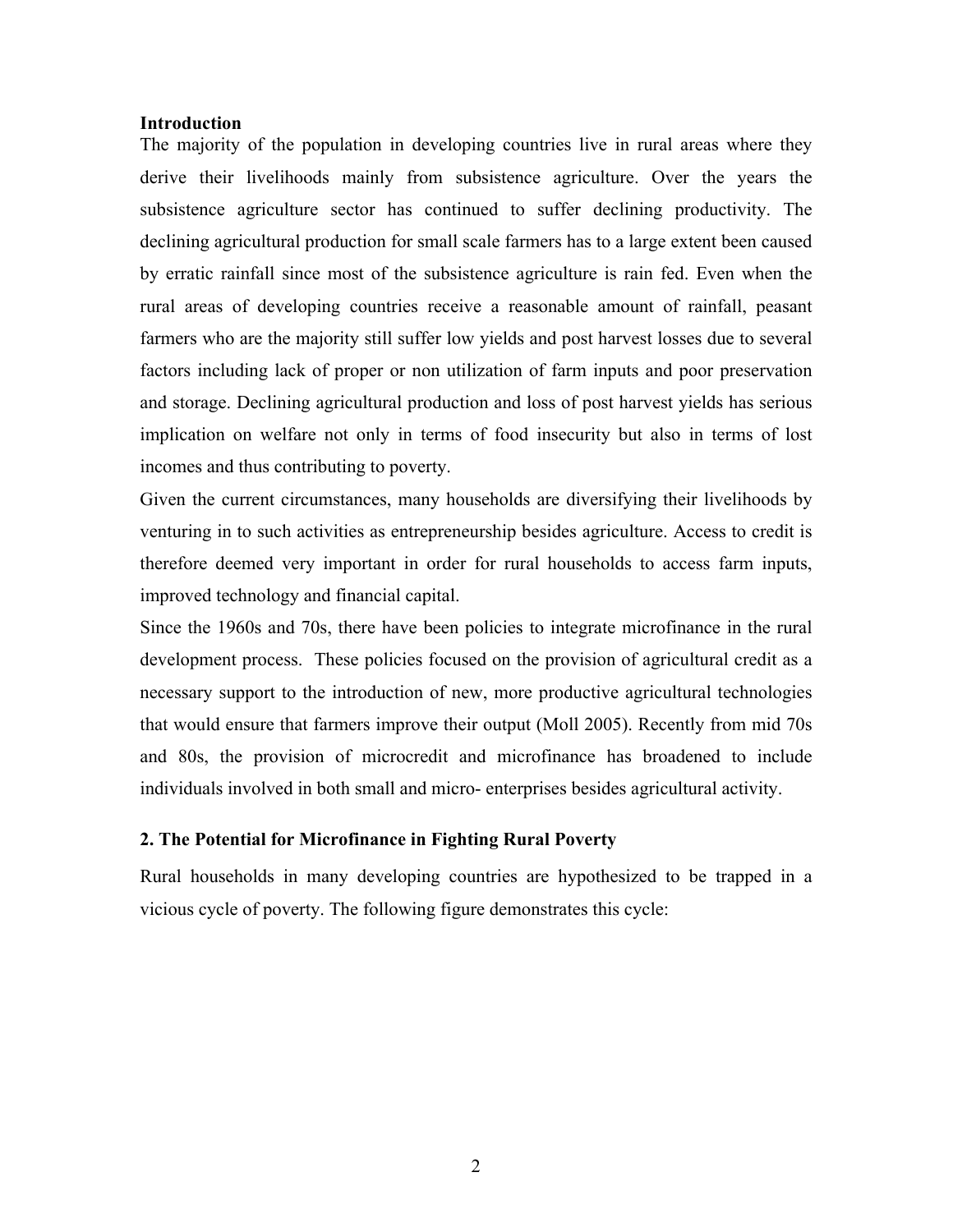## Introduction

The majority of the population in developing countries live in rural areas where they derive their livelihoods mainly from subsistence agriculture. Over the years the subsistence agriculture sector has continued to suffer declining productivity. The declining agricultural production for small scale farmers has to a large extent been caused by erratic rainfall since most of the subsistence agriculture is rain fed. Even when the rural areas of developing countries receive a reasonable amount of rainfall, peasant farmers who are the majority still suffer low yields and post harvest losses due to several factors including lack of proper or non utilization of farm inputs and poor preservation and storage. Declining agricultural production and loss of post harvest yields has serious implication on welfare not only in terms of food insecurity but also in terms of lost incomes and thus contributing to poverty.

Given the current circumstances, many households are diversifying their livelihoods by venturing in to such activities as entrepreneurship besides agriculture. Access to credit is therefore deemed very important in order for rural households to access farm inputs, improved technology and financial capital.

Since the 1960s and 70s, there have been policies to integrate microfinance in the rural development process. These policies focused on the provision of agricultural credit as a necessary support to the introduction of new, more productive agricultural technologies that would ensure that farmers improve their output (Moll 2005). Recently from mid 70s and 80s, the provision of microcredit and microfinance has broadened to include individuals involved in both small and micro- enterprises besides agricultural activity.

## 2. The Potential for Microfinance in Fighting Rural Poverty

Rural households in many developing countries are hypothesized to be trapped in a vicious cycle of poverty. The following figure demonstrates this cycle: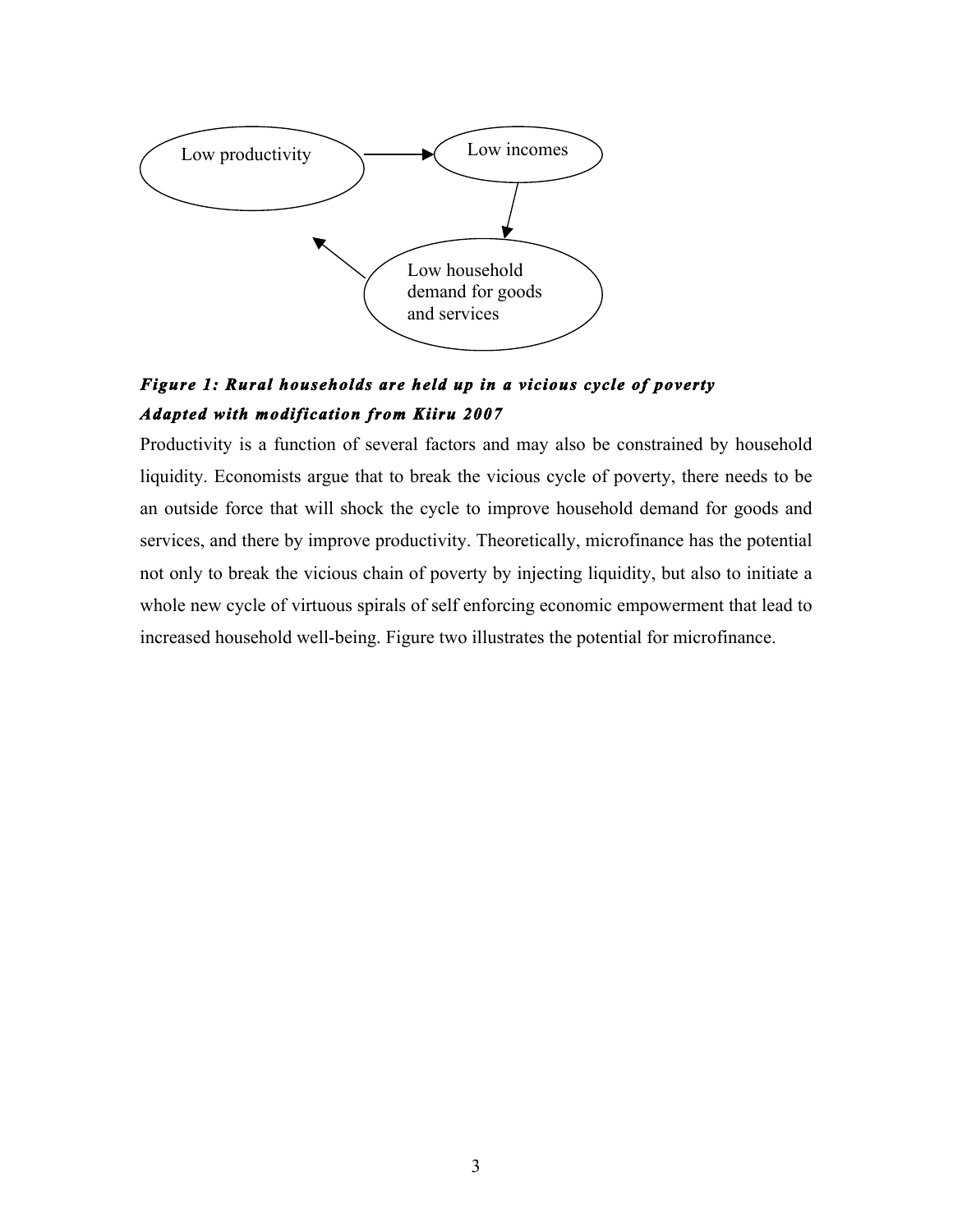Low productivity → Low incomes → Low household demand for goods and services → (back to Low productivity)

***Figure 1: Rural households are held up in a vicious cycle of poverty***
***Adapted with modification from Kiiru 2007***

Productivity is a function of several factors and may also be constrained by household liquidity. Economists argue that to break the vicious cycle of poverty, there needs to be an outside force that will shock the cycle to improve household demand for goods and services, and there by improve productivity. Theoretically, microfinance has the potential not only to break the vicious chain of poverty by injecting liquidity, but also to initiate a whole new cycle of virtuous spirals of self enforcing economic empowerment that lead to increased household well-being. Figure two illustrates the potential for microfinance.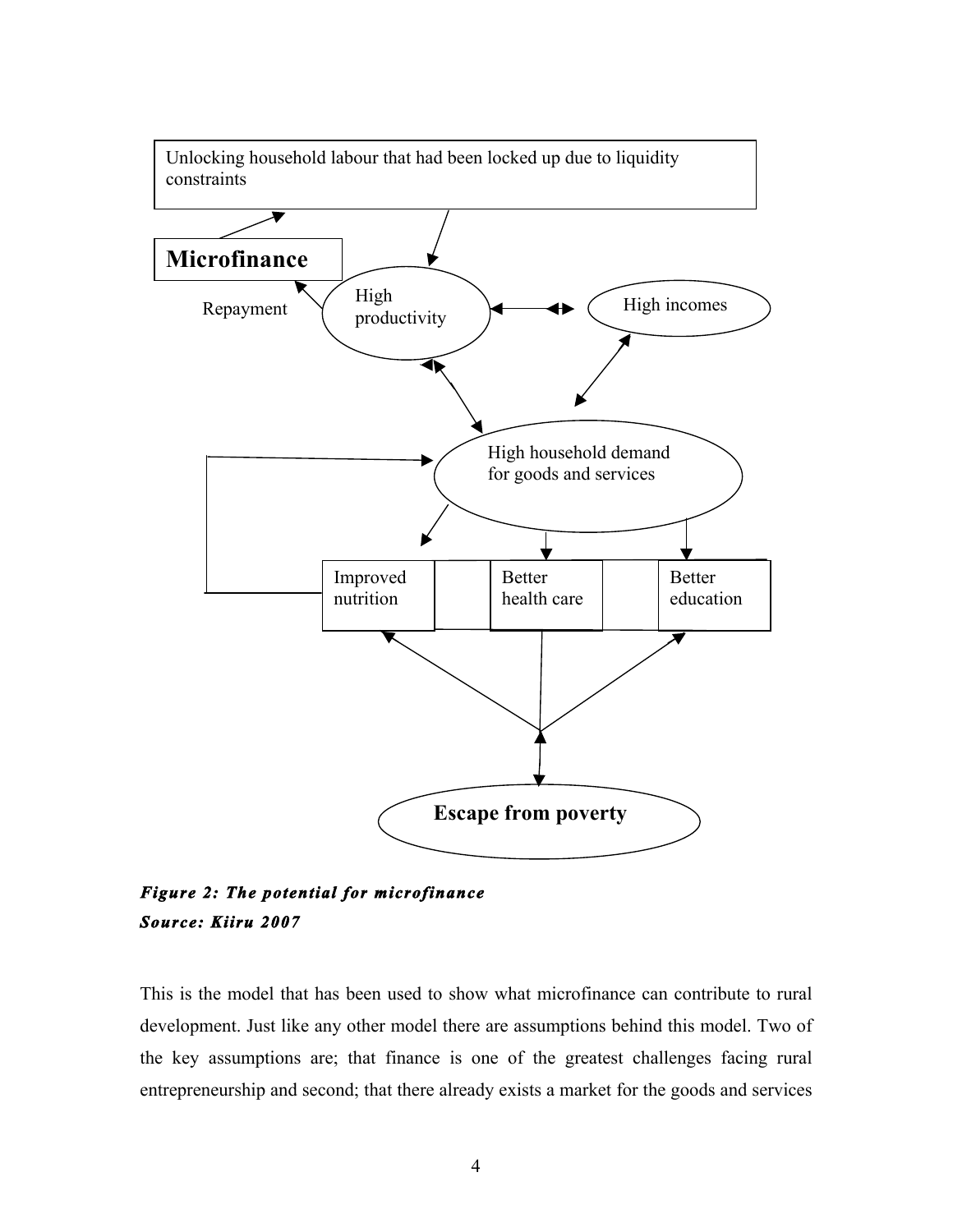***Figure 2: The potential for microfinance***
***Source: Kiiru 2007***

This is the model that has been used to show what microfinance can contribute to rural development. Just like any other model there are assumptions behind this model. Two of the key assumptions are; that finance is one of the greatest challenges facing rural entrepreneurship and second; that there already exists a market for the goods and services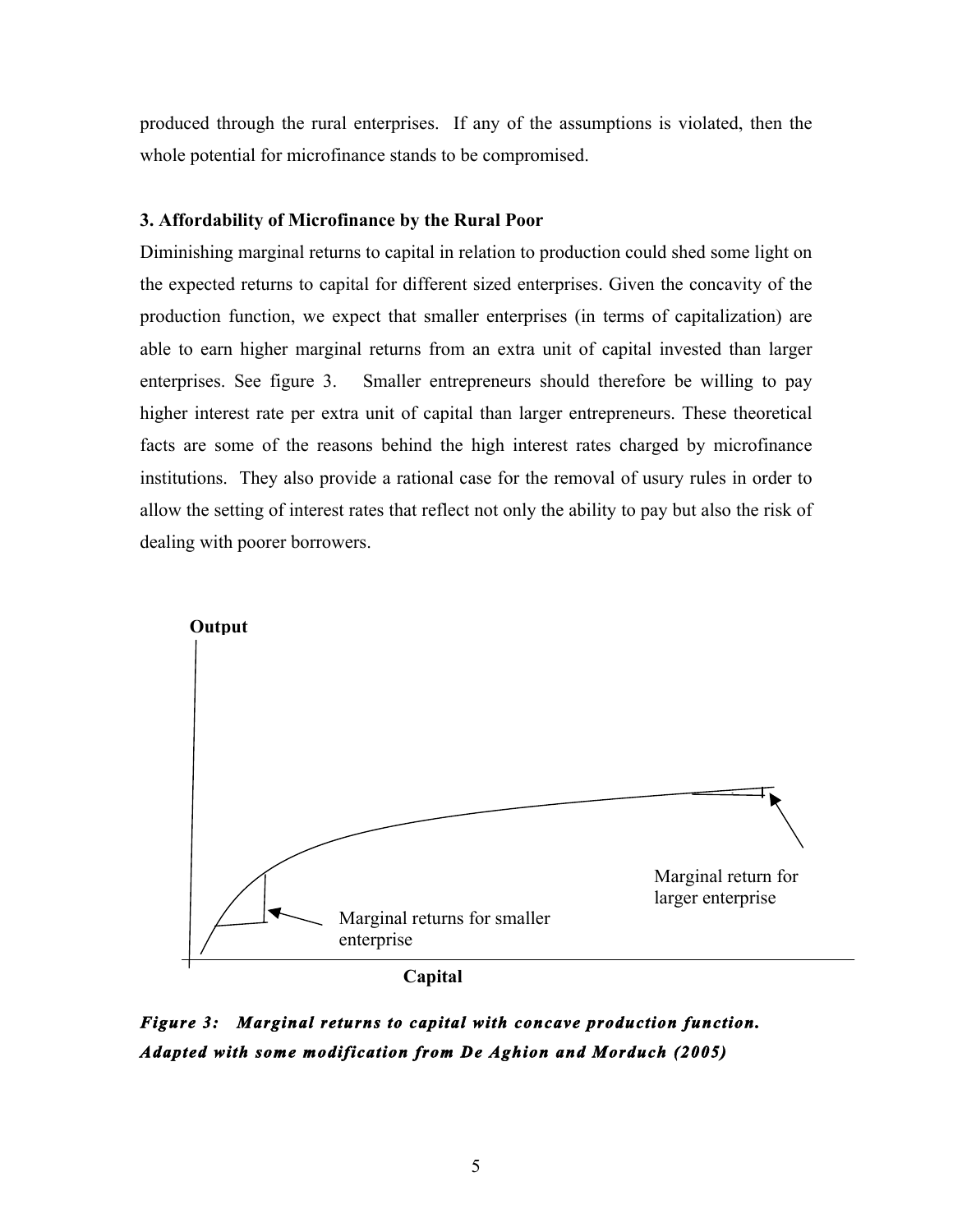produced through the rural enterprises. If any of the assumptions is violated, then the whole potential for microfinance stands to be compromised.

### 3. Affordability of Microfinance by the Rural Poor

Diminishing marginal returns to capital in relation to production could shed some light on the expected returns to capital for different sized enterprises. Given the concavity of the production function, we expect that smaller enterprises (in terms of capitalization) are able to earn higher marginal returns from an extra unit of capital invested than larger enterprises. See figure 3. Smaller entrepreneurs should therefore be willing to pay higher interest rate per extra unit of capital than larger entrepreneurs. These theoretical facts are some of the reasons behind the high interest rates charged by microfinance institutions. They also provide a rational case for the removal of usury rules in order to allow the setting of interest rates that reflect not only the ability to pay but also the risk of dealing with poorer borrowers.

Output

Marginal return for larger enterprise

Marginal returns for smaller enterprise

Capital

***Figure 3: Marginal returns to capital with concave production function. Adapted with some modification from De Aghion and Morduch (2005)***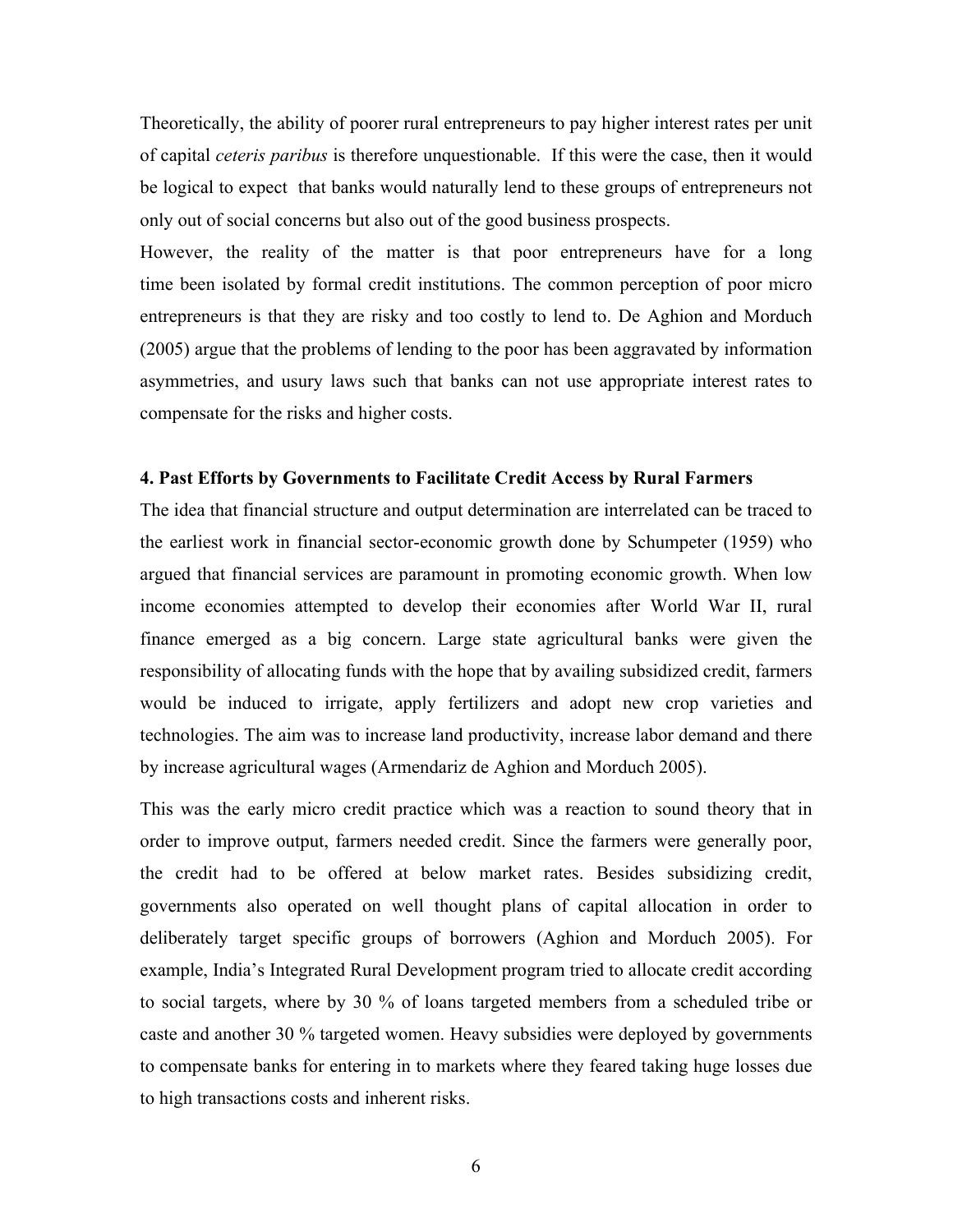Theoretically, the ability of poorer rural entrepreneurs to pay higher interest rates per unit of capital *ceteris paribus* is therefore unquestionable. If this were the case, then it would be logical to expect that banks would naturally lend to these groups of entrepreneurs not only out of social concerns but also out of the good business prospects.

However, the reality of the matter is that poor entrepreneurs have for a long time been isolated by formal credit institutions. The common perception of poor micro entrepreneurs is that they are risky and too costly to lend to. De Aghion and Morduch (2005) argue that the problems of lending to the poor has been aggravated by information asymmetries, and usury laws such that banks can not use appropriate interest rates to compensate for the risks and higher costs.

## 4. Past Efforts by Governments to Facilitate Credit Access by Rural Farmers

The idea that financial structure and output determination are interrelated can be traced to the earliest work in financial sector-economic growth done by Schumpeter (1959) who argued that financial services are paramount in promoting economic growth. When low income economies attempted to develop their economies after World War II, rural finance emerged as a big concern. Large state agricultural banks were given the responsibility of allocating funds with the hope that by availing subsidized credit, farmers would be induced to irrigate, apply fertilizers and adopt new crop varieties and technologies. The aim was to increase land productivity, increase labor demand and there by increase agricultural wages (Armendariz de Aghion and Morduch 2005).

This was the early micro credit practice which was a reaction to sound theory that in order to improve output, farmers needed credit. Since the farmers were generally poor, the credit had to be offered at below market rates. Besides subsidizing credit, governments also operated on well thought plans of capital allocation in order to deliberately target specific groups of borrowers (Aghion and Morduch 2005). For example, India's Integrated Rural Development program tried to allocate credit according to social targets, where by 30 % of loans targeted members from a scheduled tribe or caste and another 30 % targeted women. Heavy subsidies were deployed by governments to compensate banks for entering in to markets where they feared taking huge losses due to high transactions costs and inherent risks.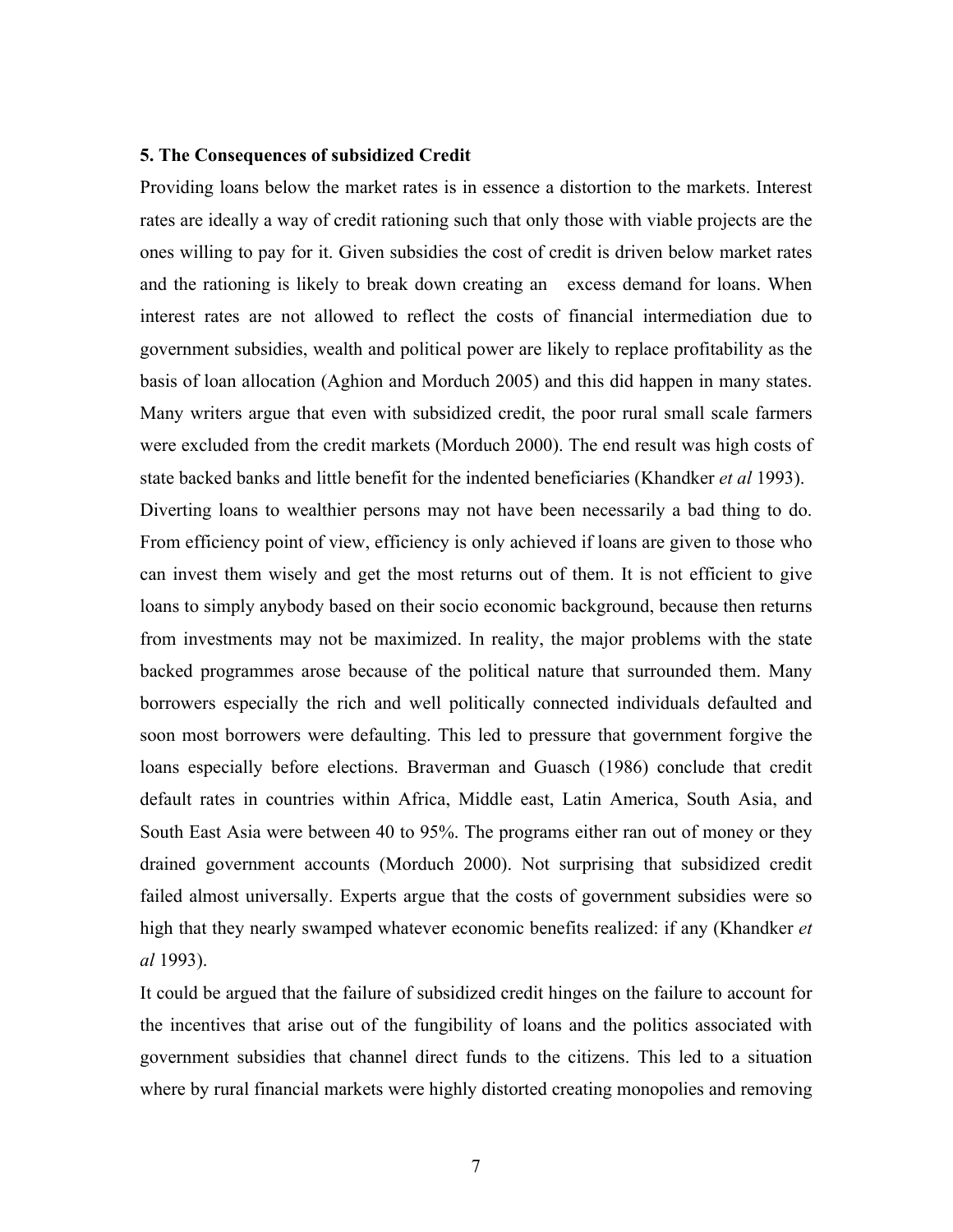**5. The Consequences of subsidized Credit**

Providing loans below the market rates is in essence a distortion to the markets. Interest rates are ideally a way of credit rationing such that only those with viable projects are the ones willing to pay for it. Given subsidies the cost of credit is driven below market rates and the rationing is likely to break down creating an excess demand for loans. When interest rates are not allowed to reflect the costs of financial intermediation due to government subsidies, wealth and political power are likely to replace profitability as the basis of loan allocation (Aghion and Morduch 2005) and this did happen in many states. Many writers argue that even with subsidized credit, the poor rural small scale farmers were excluded from the credit markets (Morduch 2000). The end result was high costs of state backed banks and little benefit for the indented beneficiaries (Khandker *et al* 1993).

Diverting loans to wealthier persons may not have been necessarily a bad thing to do. From efficiency point of view, efficiency is only achieved if loans are given to those who can invest them wisely and get the most returns out of them. It is not efficient to give loans to simply anybody based on their socio economic background, because then returns from investments may not be maximized. In reality, the major problems with the state backed programmes arose because of the political nature that surrounded them. Many borrowers especially the rich and well politically connected individuals defaulted and soon most borrowers were defaulting. This led to pressure that government forgive the loans especially before elections. Braverman and Guasch (1986) conclude that credit default rates in countries within Africa, Middle east, Latin America, South Asia, and South East Asia were between 40 to 95%. The programs either ran out of money or they drained government accounts (Morduch 2000). Not surprising that subsidized credit failed almost universally. Experts argue that the costs of government subsidies were so high that they nearly swamped whatever economic benefits realized: if any (Khandker *et al* 1993).

It could be argued that the failure of subsidized credit hinges on the failure to account for the incentives that arise out of the fungibility of loans and the politics associated with government subsidies that channel direct funds to the citizens. This led to a situation where by rural financial markets were highly distorted creating monopolies and removing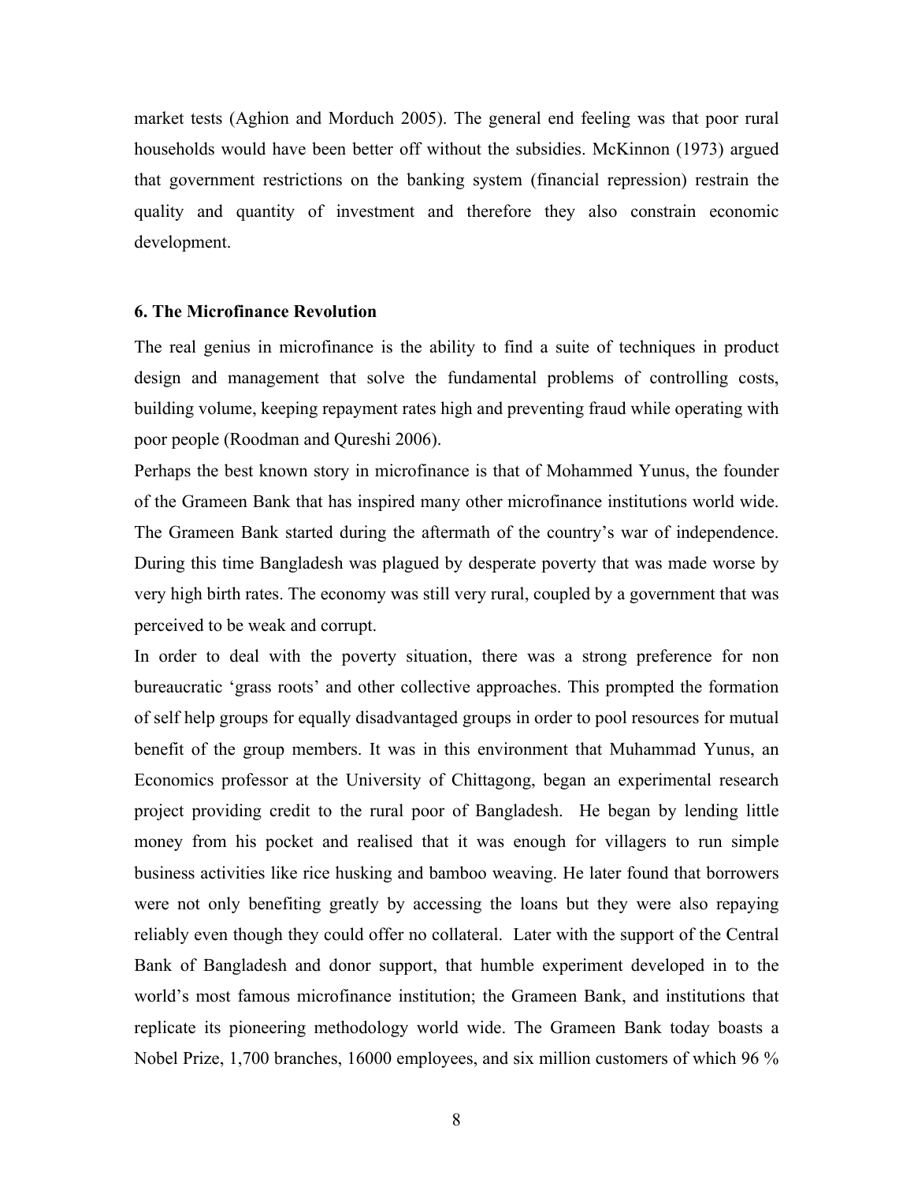market tests (Aghion and Morduch 2005). The general end feeling was that poor rural households would have been better off without the subsidies. McKinnon (1973) argued that government restrictions on the banking system (financial repression) restrain the quality and quantity of investment and therefore they also constrain economic development.

### 6. The Microfinance Revolution

The real genius in microfinance is the ability to find a suite of techniques in product design and management that solve the fundamental problems of controlling costs, building volume, keeping repayment rates high and preventing fraud while operating with poor people (Roodman and Qureshi 2006).

Perhaps the best known story in microfinance is that of Mohammed Yunus, the founder of the Grameen Bank that has inspired many other microfinance institutions world wide. The Grameen Bank started during the aftermath of the country's war of independence. During this time Bangladesh was plagued by desperate poverty that was made worse by very high birth rates. The economy was still very rural, coupled by a government that was perceived to be weak and corrupt.

In order to deal with the poverty situation, there was a strong preference for non bureaucratic 'grass roots' and other collective approaches. This prompted the formation of self help groups for equally disadvantaged groups in order to pool resources for mutual benefit of the group members. It was in this environment that Muhammad Yunus, an Economics professor at the University of Chittagong, began an experimental research project providing credit to the rural poor of Bangladesh. He began by lending little money from his pocket and realised that it was enough for villagers to run simple business activities like rice husking and bamboo weaving. He later found that borrowers were not only benefiting greatly by accessing the loans but they were also repaying reliably even though they could offer no collateral. Later with the support of the Central Bank of Bangladesh and donor support, that humble experiment developed in to the world's most famous microfinance institution; the Grameen Bank, and institutions that replicate its pioneering methodology world wide. The Grameen Bank today boasts a Nobel Prize, 1,700 branches, 16000 employees, and six million customers of which 96 %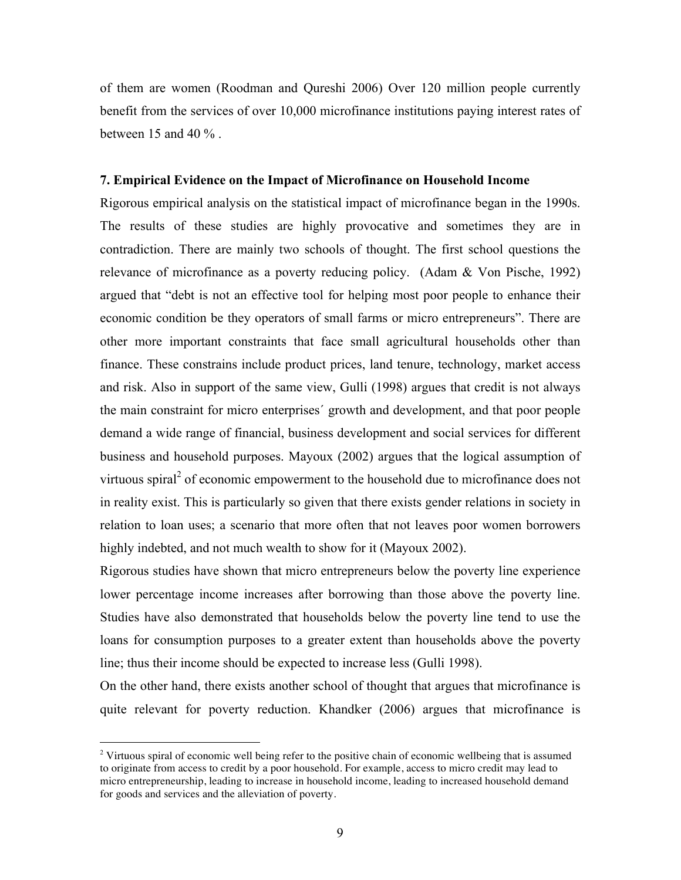of them are women (Roodman and Qureshi 2006) Over 120 million people currently benefit from the services of over 10,000 microfinance institutions paying interest rates of between 15 and 40 % .

**7. Empirical Evidence on the Impact of Microfinance on Household Income**

Rigorous empirical analysis on the statistical impact of microfinance began in the 1990s. The results of these studies are highly provocative and sometimes they are in contradiction. There are mainly two schools of thought. The first school questions the relevance of microfinance as a poverty reducing policy. (Adam & Von Pische, 1992) argued that "debt is not an effective tool for helping most poor people to enhance their economic condition be they operators of small farms or micro entrepreneurs". There are other more important constraints that face small agricultural households other than finance. These constrains include product prices, land tenure, technology, market access and risk. Also in support of the same view, Gulli (1998) argues that credit is not always the main constraint for micro enterprises´ growth and development, and that poor people demand a wide range of financial, business development and social services for different business and household purposes. Mayoux (2002) argues that the logical assumption of virtuous spiral[2] of economic empowerment to the household due to microfinance does not in reality exist. This is particularly so given that there exists gender relations in society in relation to loan uses; a scenario that more often that not leaves poor women borrowers highly indebted, and not much wealth to show for it (Mayoux 2002).

Rigorous studies have shown that micro entrepreneurs below the poverty line experience lower percentage income increases after borrowing than those above the poverty line. Studies have also demonstrated that households below the poverty line tend to use the loans for consumption purposes to a greater extent than households above the poverty line; thus their income should be expected to increase less (Gulli 1998).

On the other hand, there exists another school of thought that argues that microfinance is quite relevant for poverty reduction. Khandker (2006) argues that microfinance is

---

[2] Virtuous spiral of economic well being refer to the positive chain of economic wellbeing that is assumed to originate from access to credit by a poor household. For example, access to micro credit may lead to micro entrepreneurship, leading to increase in household income, leading to increased household demand for goods and services and the alleviation of poverty.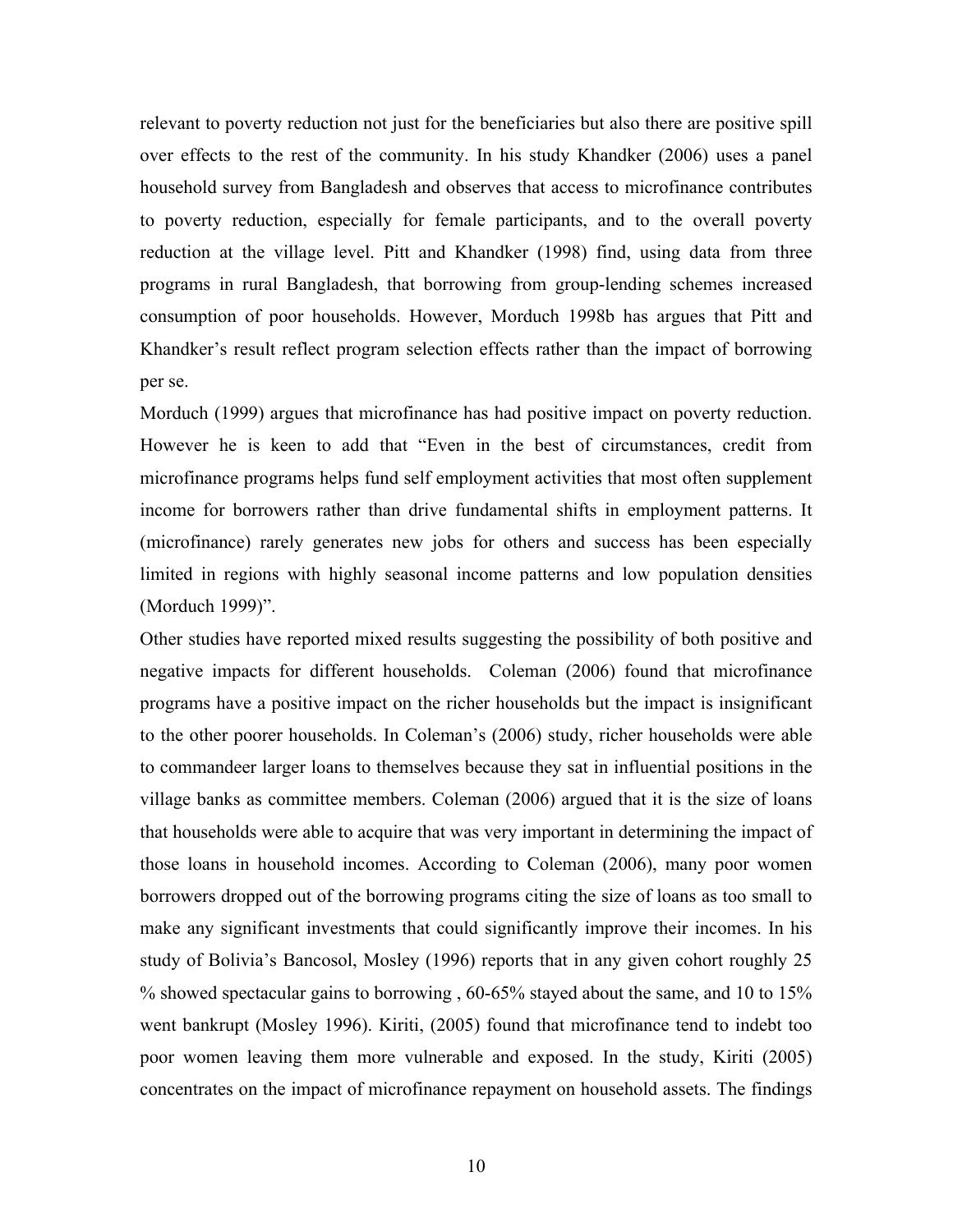relevant to poverty reduction not just for the beneficiaries but also there are positive spill over effects to the rest of the community. In his study Khandker (2006) uses a panel household survey from Bangladesh and observes that access to microfinance contributes to poverty reduction, especially for female participants, and to the overall poverty reduction at the village level. Pitt and Khandker (1998) find, using data from three programs in rural Bangladesh, that borrowing from group-lending schemes increased consumption of poor households. However, Morduch 1998b has argues that Pitt and Khandker's result reflect program selection effects rather than the impact of borrowing per se.

Morduch (1999) argues that microfinance has had positive impact on poverty reduction. However he is keen to add that "Even in the best of circumstances, credit from microfinance programs helps fund self employment activities that most often supplement income for borrowers rather than drive fundamental shifts in employment patterns. It (microfinance) rarely generates new jobs for others and success has been especially limited in regions with highly seasonal income patterns and low population densities (Morduch 1999)".

Other studies have reported mixed results suggesting the possibility of both positive and negative impacts for different households. Coleman (2006) found that microfinance programs have a positive impact on the richer households but the impact is insignificant to the other poorer households. In Coleman's (2006) study, richer households were able to commandeer larger loans to themselves because they sat in influential positions in the village banks as committee members. Coleman (2006) argued that it is the size of loans that households were able to acquire that was very important in determining the impact of those loans in household incomes. According to Coleman (2006), many poor women borrowers dropped out of the borrowing programs citing the size of loans as too small to make any significant investments that could significantly improve their incomes. In his study of Bolivia's Bancosol, Mosley (1996) reports that in any given cohort roughly 25 % showed spectacular gains to borrowing , 60-65% stayed about the same, and 10 to 15% went bankrupt (Mosley 1996). Kiriti, (2005) found that microfinance tend to indebt too poor women leaving them more vulnerable and exposed. In the study, Kiriti (2005) concentrates on the impact of microfinance repayment on household assets. The findings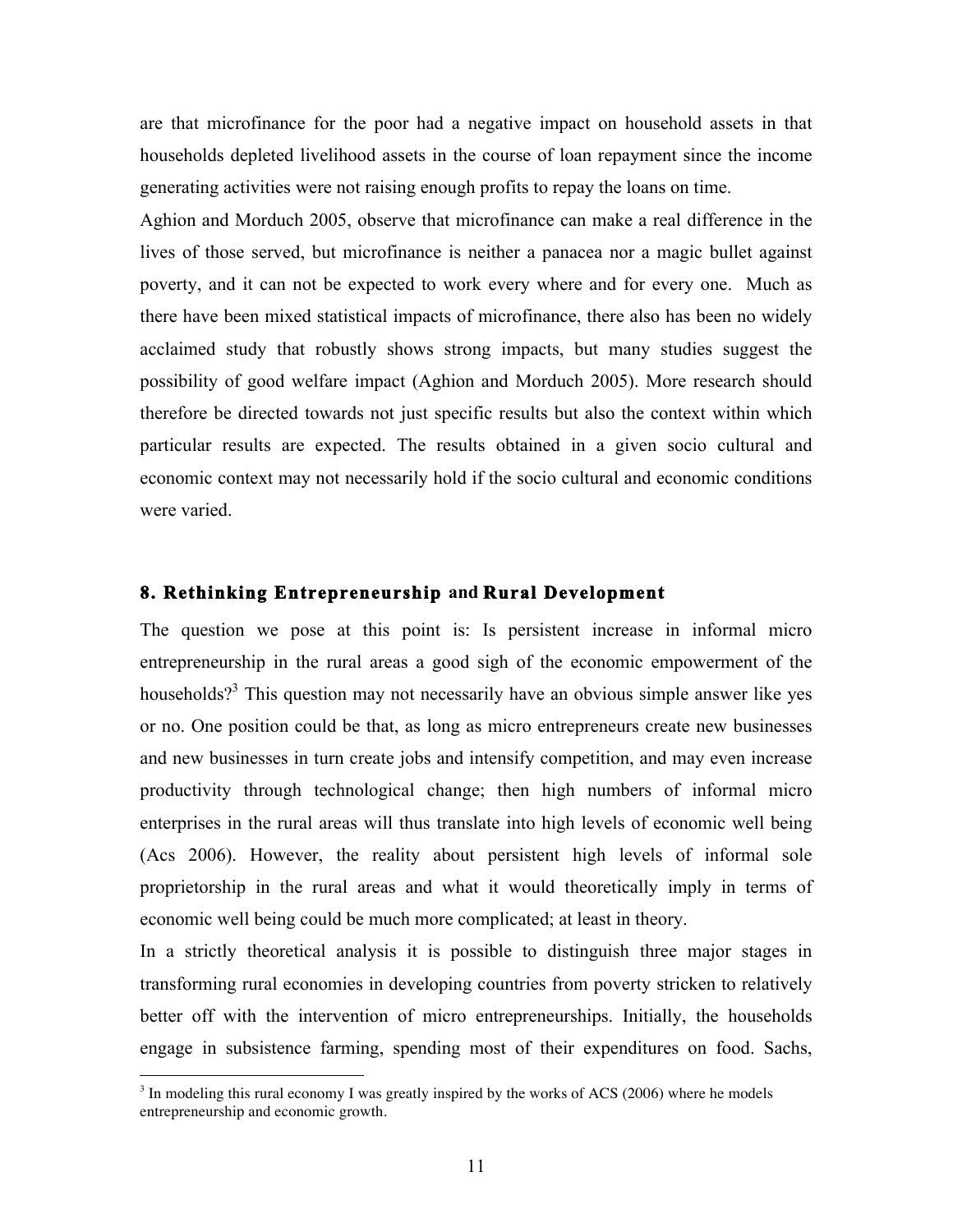are that microfinance for the poor had a negative impact on household assets in that households depleted livelihood assets in the course of loan repayment since the income generating activities were not raising enough profits to repay the loans on time.

Aghion and Morduch 2005, observe that microfinance can make a real difference in the lives of those served, but microfinance is neither a panacea nor a magic bullet against poverty, and it can not be expected to work every where and for every one. Much as there have been mixed statistical impacts of microfinance, there also has been no widely acclaimed study that robustly shows strong impacts, but many studies suggest the possibility of good welfare impact (Aghion and Morduch 2005). More research should therefore be directed towards not just specific results but also the context within which particular results are expected. The results obtained in a given socio cultural and economic context may not necessarily hold if the socio cultural and economic conditions were varied.

## 8. Rethinking Entrepreneurship and Rural Development

The question we pose at this point is: Is persistent increase in informal micro entrepreneurship in the rural areas a good sigh of the economic empowerment of the households?[3] This question may not necessarily have an obvious simple answer like yes or no. One position could be that, as long as micro entrepreneurs create new businesses and new businesses in turn create jobs and intensify competition, and may even increase productivity through technological change; then high numbers of informal micro enterprises in the rural areas will thus translate into high levels of economic well being (Acs 2006). However, the reality about persistent high levels of informal sole proprietorship in the rural areas and what it would theoretically imply in terms of economic well being could be much more complicated; at least in theory.

In a strictly theoretical analysis it is possible to distinguish three major stages in transforming rural economies in developing countries from poverty stricken to relatively better off with the intervention of micro entrepreneurships. Initially, the households engage in subsistence farming, spending most of their expenditures on food. Sachs,

[3] In modeling this rural economy I was greatly inspired by the works of ACS (2006) where he models entrepreneurship and economic growth.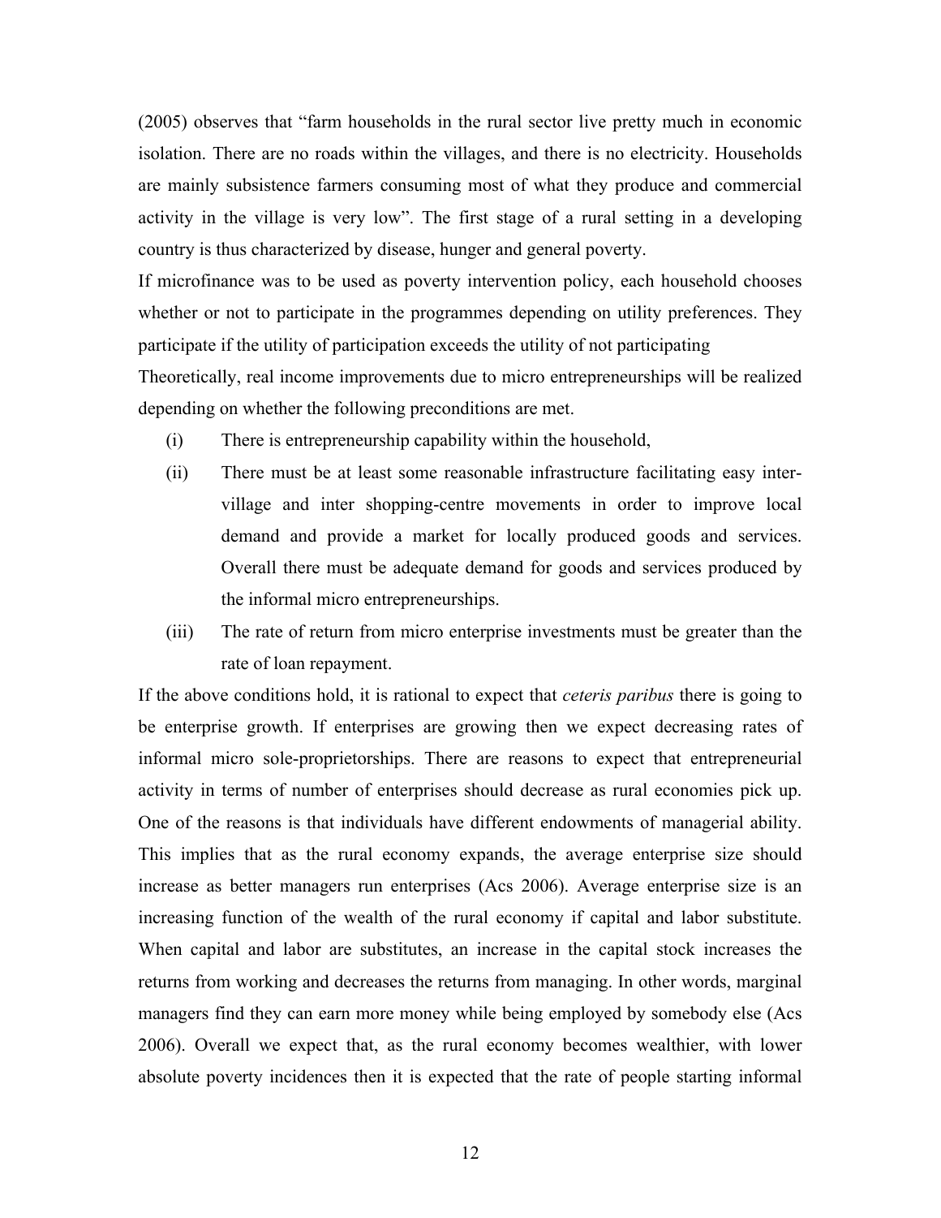(2005) observes that "farm households in the rural sector live pretty much in economic isolation. There are no roads within the villages, and there is no electricity. Households are mainly subsistence farmers consuming most of what they produce and commercial activity in the village is very low". The first stage of a rural setting in a developing country is thus characterized by disease, hunger and general poverty.

If microfinance was to be used as poverty intervention policy, each household chooses whether or not to participate in the programmes depending on utility preferences. They participate if the utility of participation exceeds the utility of not participating

Theoretically, real income improvements due to micro entrepreneurships will be realized depending on whether the following preconditions are met.

(i) There is entrepreneurship capability within the household,

(ii) There must be at least some reasonable infrastructure facilitating easy inter-village and inter shopping-centre movements in order to improve local demand and provide a market for locally produced goods and services. Overall there must be adequate demand for goods and services produced by the informal micro entrepreneurships.

(iii) The rate of return from micro enterprise investments must be greater than the rate of loan repayment.

If the above conditions hold, it is rational to expect that *ceteris paribus* there is going to be enterprise growth. If enterprises are growing then we expect decreasing rates of informal micro sole-proprietorships. There are reasons to expect that entrepreneurial activity in terms of number of enterprises should decrease as rural economies pick up. One of the reasons is that individuals have different endowments of managerial ability. This implies that as the rural economy expands, the average enterprise size should increase as better managers run enterprises (Acs 2006). Average enterprise size is an increasing function of the wealth of the rural economy if capital and labor substitute. When capital and labor are substitutes, an increase in the capital stock increases the returns from working and decreases the returns from managing. In other words, marginal managers find they can earn more money while being employed by somebody else (Acs 2006). Overall we expect that, as the rural economy becomes wealthier, with lower absolute poverty incidences then it is expected that the rate of people starting informal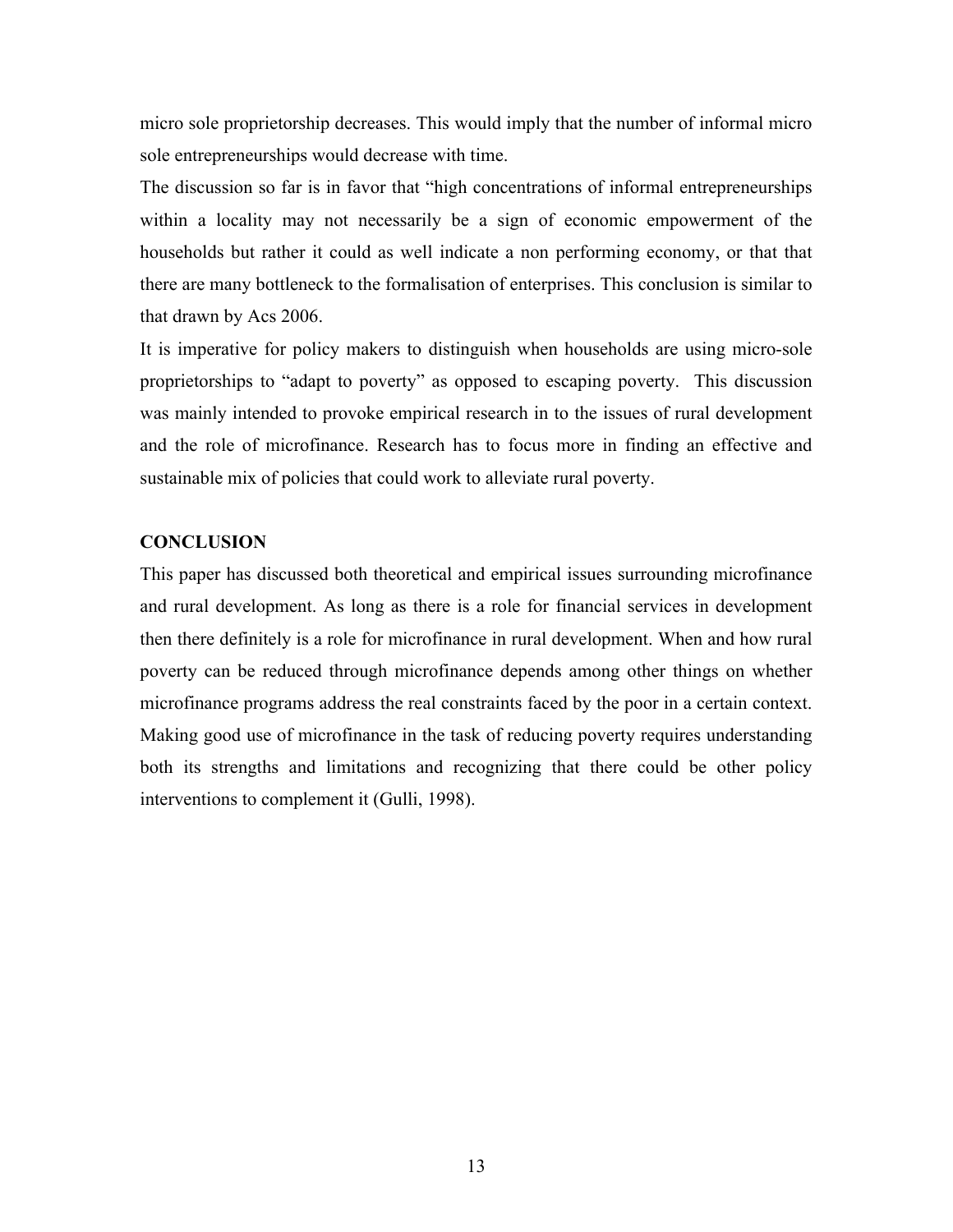micro sole proprietorship decreases. This would imply that the number of informal micro sole entrepreneurships would decrease with time.

The discussion so far is in favor that "high concentrations of informal entrepreneurships within a locality may not necessarily be a sign of economic empowerment of the households but rather it could as well indicate a non performing economy, or that that there are many bottleneck to the formalisation of enterprises. This conclusion is similar to that drawn by Acs 2006.

It is imperative for policy makers to distinguish when households are using micro-sole proprietorships to "adapt to poverty" as opposed to escaping poverty. This discussion was mainly intended to provoke empirical research in to the issues of rural development and the role of microfinance. Research has to focus more in finding an effective and sustainable mix of policies that could work to alleviate rural poverty.

## CONCLUSION

This paper has discussed both theoretical and empirical issues surrounding microfinance and rural development. As long as there is a role for financial services in development then there definitely is a role for microfinance in rural development. When and how rural poverty can be reduced through microfinance depends among other things on whether microfinance programs address the real constraints faced by the poor in a certain context. Making good use of microfinance in the task of reducing poverty requires understanding both its strengths and limitations and recognizing that there could be other policy interventions to complement it (Gulli, 1998).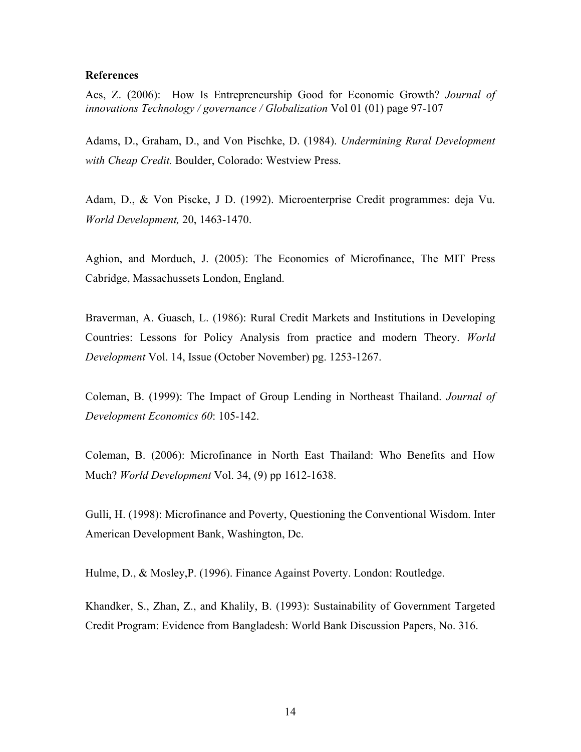**References**

Acs, Z. (2006): How Is Entrepreneurship Good for Economic Growth? *Journal of innovations Technology / governance / Globalization* Vol 01 (01) page 97-107

Adams, D., Graham, D., and Von Pischke, D. (1984). *Undermining Rural Development with Cheap Credit.* Boulder, Colorado: Westview Press.

Adam, D., & Von Piscke, J D. (1992). Microenterprise Credit programmes: deja Vu. *World Development,* 20, 1463-1470.

Aghion, and Morduch, J. (2005): The Economics of Microfinance, The MIT Press Cabridge, Massachussets London, England.

Braverman, A. Guasch, L. (1986): Rural Credit Markets and Institutions in Developing Countries: Lessons for Policy Analysis from practice and modern Theory. *World Development* Vol. 14, Issue (October November) pg. 1253-1267.

Coleman, B. (1999): The Impact of Group Lending in Northeast Thailand. *Journal of Development Economics 60*: 105-142.

Coleman, B. (2006): Microfinance in North East Thailand: Who Benefits and How Much? *World Development* Vol. 34, (9) pp 1612-1638.

Gulli, H. (1998): Microfinance and Poverty, Questioning the Conventional Wisdom. Inter American Development Bank, Washington, Dc.

Hulme, D., & Mosley,P. (1996). Finance Against Poverty. London: Routledge.

Khandker, S., Zhan, Z., and Khalily, B. (1993): Sustainability of Government Targeted Credit Program: Evidence from Bangladesh: World Bank Discussion Papers, No. 316.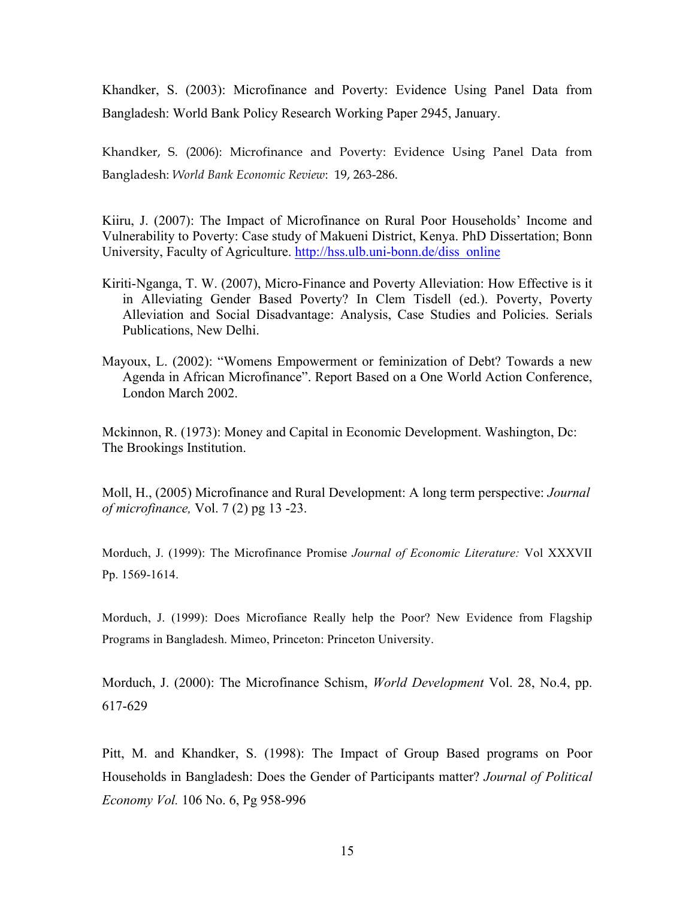Khandker, S. (2003): Microfinance and Poverty: Evidence Using Panel Data from Bangladesh: World Bank Policy Research Working Paper 2945, January.

Khandker, S. (2006): Microfinance and Poverty: Evidence Using Panel Data from Bangladesh: *World Bank Economic Review*: 19, 263-286.

Kiiru, J. (2007): The Impact of Microfinance on Rural Poor Households' Income and Vulnerability to Poverty: Case study of Makueni District, Kenya. PhD Dissertation; Bonn University, Faculty of Agriculture. http://hss.ulb.uni-bonn.de/diss_online

Kiriti-Nganga, T. W. (2007), Micro-Finance and Poverty Alleviation: How Effective is it in Alleviating Gender Based Poverty? In Clem Tisdell (ed.). Poverty, Poverty Alleviation and Social Disadvantage: Analysis, Case Studies and Policies. Serials Publications, New Delhi.

Mayoux, L. (2002): "Womens Empowerment or feminization of Debt? Towards a new Agenda in African Microfinance". Report Based on a One World Action Conference, London March 2002.

Mckinnon, R. (1973): Money and Capital in Economic Development. Washington, Dc: The Brookings Institution.

Moll, H., (2005) Microfinance and Rural Development: A long term perspective: *Journal of microfinance,* Vol. 7 (2) pg 13 -23.

Morduch, J. (1999): The Microfinance Promise *Journal of Economic Literature:* Vol XXXVII Pp. 1569-1614.

Morduch, J. (1999): Does Microfiance Really help the Poor? New Evidence from Flagship Programs in Bangladesh. Mimeo, Princeton: Princeton University.

Morduch, J. (2000): The Microfinance Schism, *World Development* Vol. 28, No.4, pp. 617-629

Pitt, M. and Khandker, S. (1998): The Impact of Group Based programs on Poor Households in Bangladesh: Does the Gender of Participants matter? *Journal of Political Economy Vol.* 106 No. 6, Pg 958-996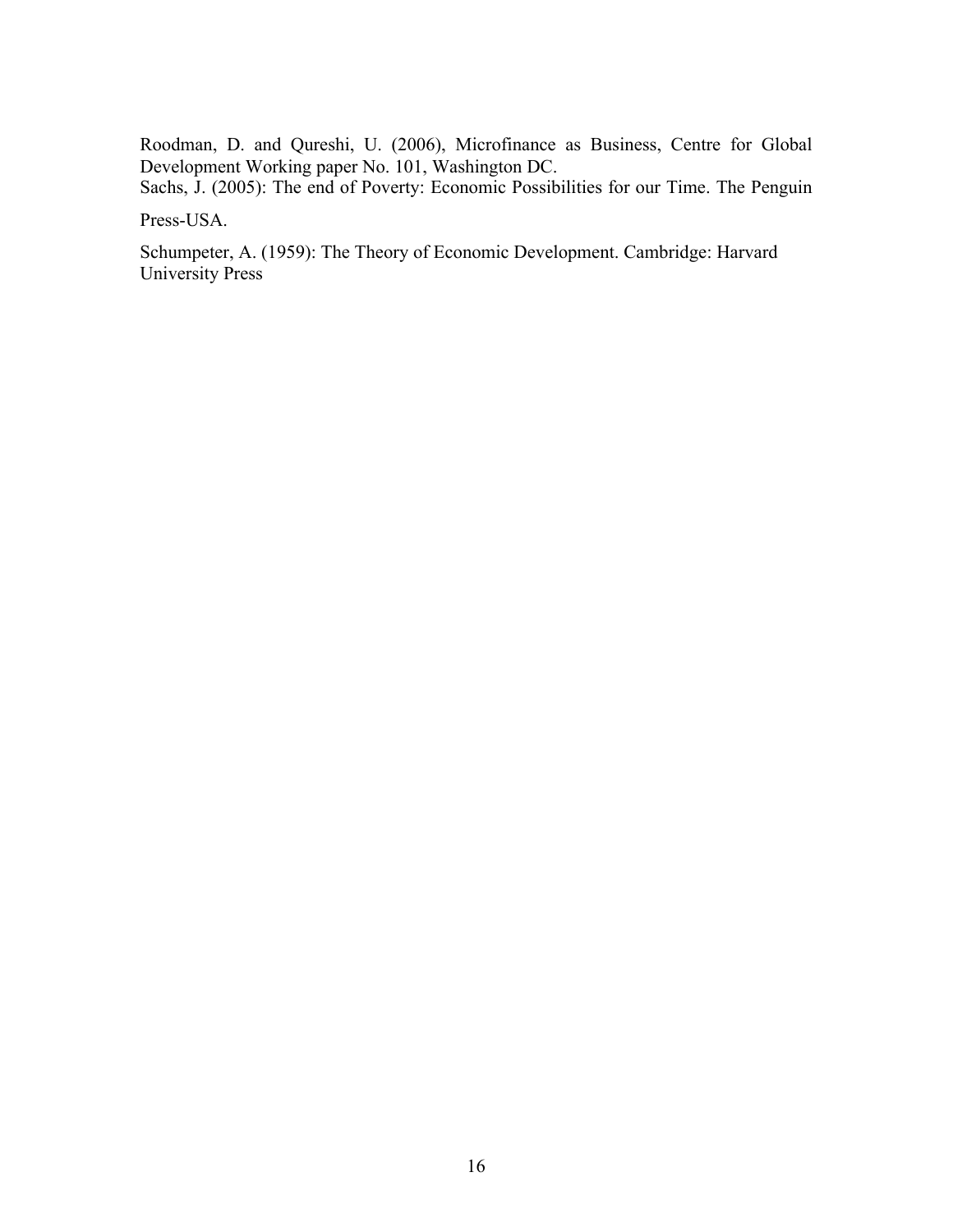Roodman, D. and Qureshi, U. (2006), Microfinance as Business, Centre for Global Development Working paper No. 101, Washington DC.

Sachs, J. (2005): The end of Poverty: Economic Possibilities for our Time. The Penguin Press-USA.

Schumpeter, A. (1959): The Theory of Economic Development. Cambridge: Harvard University Press